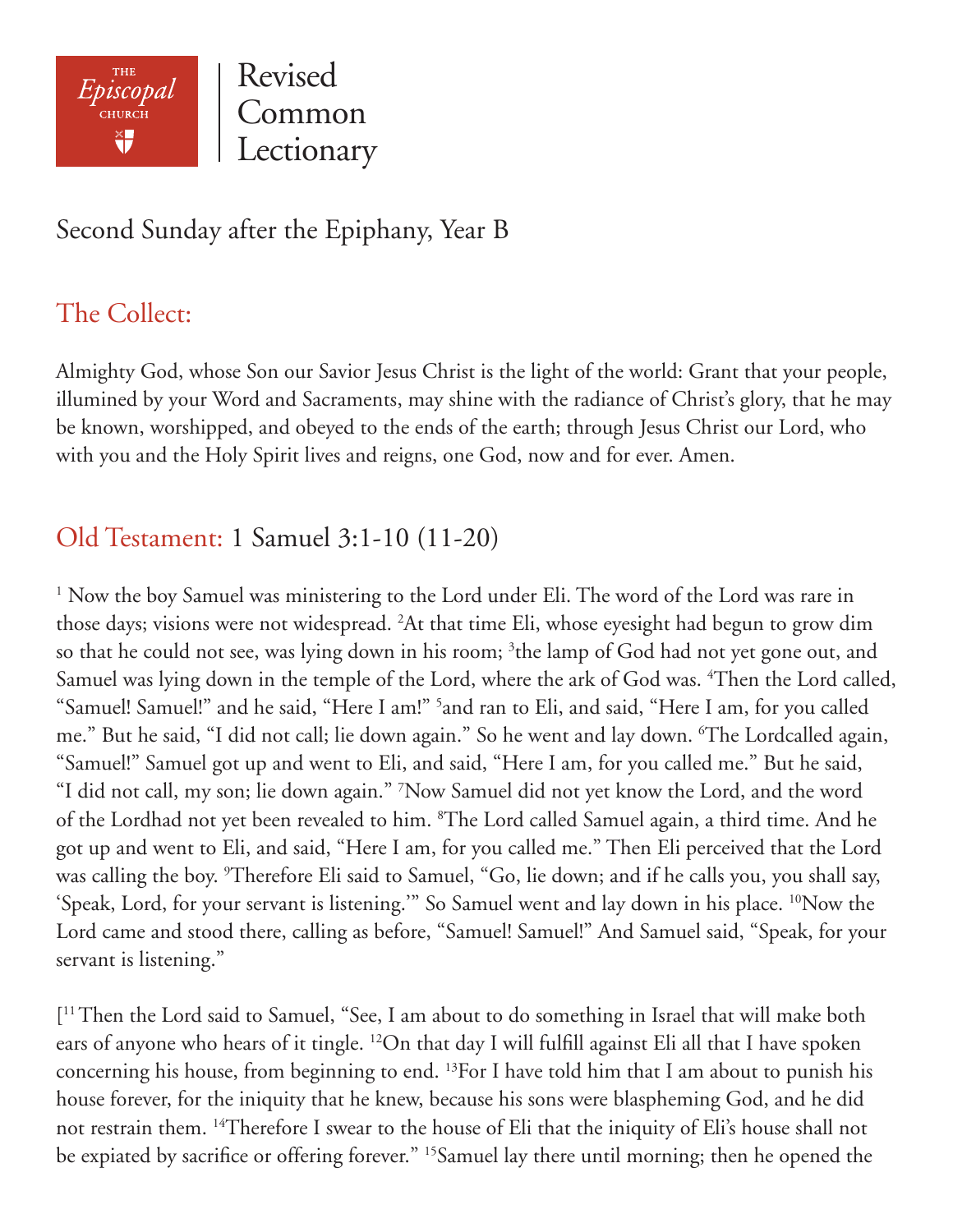THE *Episcopal* CHURCH

Revised Common Lectionary

# Second Sunday after the Epiphany, Year B

## The Collect:

Almighty God, whose Son our Savior Jesus Christ is the light of the world: Grant that your people, illumined by your Word and Sacraments, may shine with the radiance of Christ's glory, that he may be known, worshipped, and obeyed to the ends of the earth; through Jesus Christ our Lord, who with you and the Holy Spirit lives and reigns, one God, now and for ever. Amen.

## Old Testament: 1 Samuel 3:1-10 (11-20)

[1] Now the boy Samuel was ministering to the Lord under Eli. The word of the Lord was rare in those days; visions were not widespread. [2]At that time Eli, whose eyesight had begun to grow dim so that he could not see, was lying down in his room; [3]the lamp of God had not yet gone out, and Samuel was lying down in the temple of the Lord, where the ark of God was. [4]Then the Lord called, "Samuel! Samuel!" and he said, "Here I am!" [5]and ran to Eli, and said, "Here I am, for you called me." But he said, "I did not call; lie down again." So he went and lay down. [6]The Lordcalled again, "Samuel!" Samuel got up and went to Eli, and said, "Here I am, for you called me." But he said, "I did not call, my son; lie down again." [7]Now Samuel did not yet know the Lord, and the word of the Lordhad not yet been revealed to him. [8]The Lord called Samuel again, a third time. And he got up and went to Eli, and said, "Here I am, for you called me." Then Eli perceived that the Lord was calling the boy. [9]Therefore Eli said to Samuel, "Go, lie down; and if he calls you, you shall say, 'Speak, Lord, for your servant is listening.'" So Samuel went and lay down in his place. [10]Now the Lord came and stood there, calling as before, "Samuel! Samuel!" And Samuel said, "Speak, for your servant is listening."

[[11] Then the Lord said to Samuel, "See, I am about to do something in Israel that will make both ears of anyone who hears of it tingle. [12]On that day I will fulfill against Eli all that I have spoken concerning his house, from beginning to end. [13]For I have told him that I am about to punish his house forever, for the iniquity that he knew, because his sons were blaspheming God, and he did not restrain them. [14]Therefore I swear to the house of Eli that the iniquity of Eli's house shall not be expiated by sacrifice or offering forever." [15]Samuel lay there until morning; then he opened the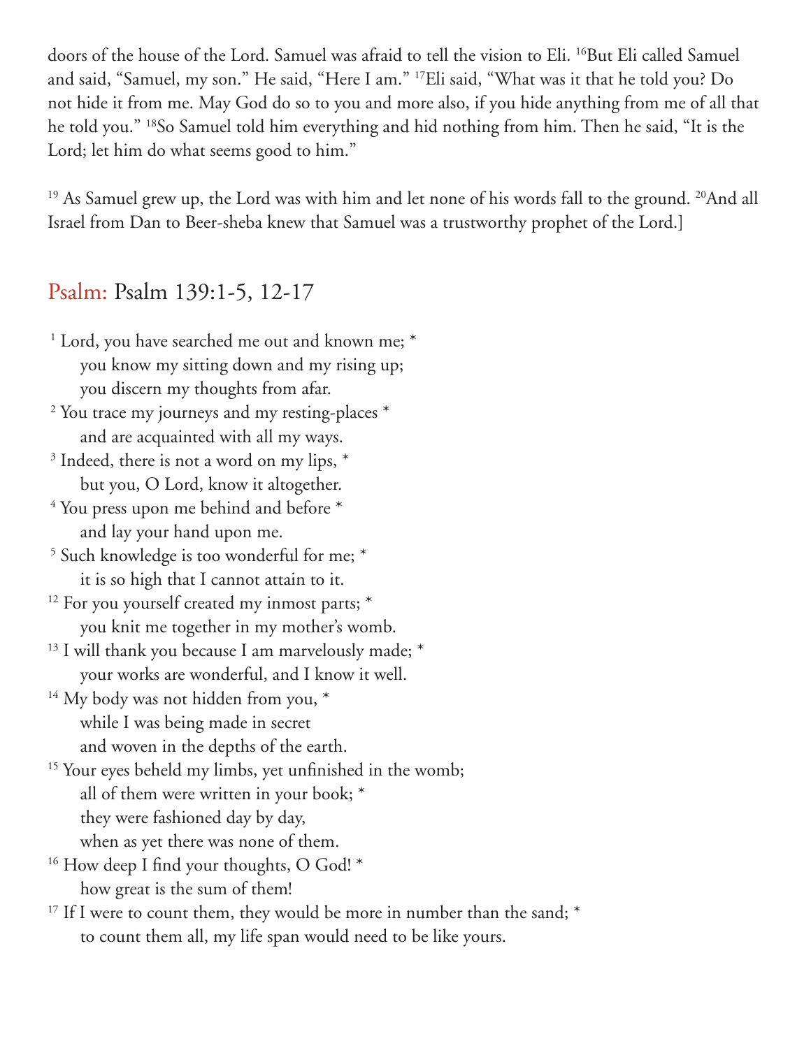doors of the house of the Lord. Samuel was afraid to tell the vision to Eli. [16]But Eli called Samuel and said, "Samuel, my son." He said, "Here I am." [17]Eli said, "What was it that he told you? Do not hide it from me. May God do so to you and more also, if you hide anything from me of all that he told you." [18]So Samuel told him everything and hid nothing from him. Then he said, "It is the Lord; let him do what seems good to him."

[19] As Samuel grew up, the Lord was with him and let none of his words fall to the ground. [20]And all Israel from Dan to Beer-sheba knew that Samuel was a trustworthy prophet of the Lord.]

## Psalm: Psalm 139:1-5, 12-17

[1] Lord, you have searched me out and known me; *
    you know my sitting down and my rising up;
    you discern my thoughts from afar.
[2] You trace my journeys and my resting-places *
    and are acquainted with all my ways.
[3] Indeed, there is not a word on my lips, *
    but you, O Lord, know it altogether.
[4] You press upon me behind and before *
    and lay your hand upon me.
[5] Such knowledge is too wonderful for me; *
    it is so high that I cannot attain to it.
[12] For you yourself created my inmost parts; *
    you knit me together in my mother's womb.
[13] I will thank you because I am marvelously made; *
    your works are wonderful, and I know it well.
[14] My body was not hidden from you, *
    while I was being made in secret
    and woven in the depths of the earth.
[15] Your eyes beheld my limbs, yet unfinished in the womb;
    all of them were written in your book; *
    they were fashioned day by day,
    when as yet there was none of them.
[16] How deep I find your thoughts, O God! *
    how great is the sum of them!
[17] If I were to count them, they would be more in number than the sand; *
    to count them all, my life span would need to be like yours.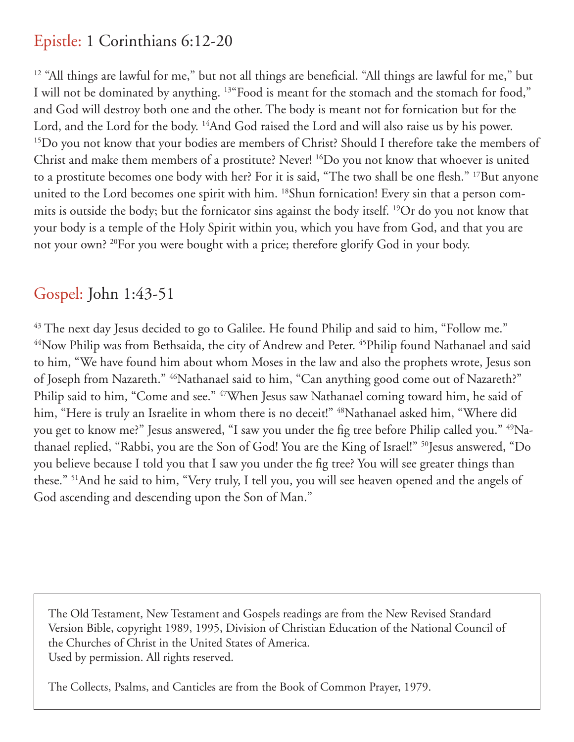## Epistle: 1 Corinthians 6:12-20

[12] "All things are lawful for me," but not all things are beneficial. "All things are lawful for me," but I will not be dominated by anything. [13]"Food is meant for the stomach and the stomach for food," and God will destroy both one and the other. The body is meant not for fornication but for the Lord, and the Lord for the body. [14]And God raised the Lord and will also raise us by his power. [15]Do you not know that your bodies are members of Christ? Should I therefore take the members of Christ and make them members of a prostitute? Never! [16]Do you not know that whoever is united to a prostitute becomes one body with her? For it is said, "The two shall be one flesh." [17]But anyone united to the Lord becomes one spirit with him. [18]Shun fornication! Every sin that a person commits is outside the body; but the fornicator sins against the body itself. [19]Or do you not know that your body is a temple of the Holy Spirit within you, which you have from God, and that you are not your own? [20]For you were bought with a price; therefore glorify God in your body.

## Gospel: John 1:43-51

[43] The next day Jesus decided to go to Galilee. He found Philip and said to him, "Follow me." [44]Now Philip was from Bethsaida, the city of Andrew and Peter. [45]Philip found Nathanael and said to him, "We have found him about whom Moses in the law and also the prophets wrote, Jesus son of Joseph from Nazareth." [46]Nathanael said to him, "Can anything good come out of Nazareth?" Philip said to him, "Come and see." [47]When Jesus saw Nathanael coming toward him, he said of him, "Here is truly an Israelite in whom there is no deceit!" [48]Nathanael asked him, "Where did you get to know me?" Jesus answered, "I saw you under the fig tree before Philip called you." [49]Nathanael replied, "Rabbi, you are the Son of God! You are the King of Israel!" [50]Jesus answered, "Do you believe because I told you that I saw you under the fig tree? You will see greater things than these." [51]And he said to him, "Very truly, I tell you, you will see heaven opened and the angels of God ascending and descending upon the Son of Man."

The Old Testament, New Testament and Gospels readings are from the New Revised Standard Version Bible, copyright 1989, 1995, Division of Christian Education of the National Council of the Churches of Christ in the United States of America.
Used by permission. All rights reserved.

The Collects, Psalms, and Canticles are from the Book of Common Prayer, 1979.